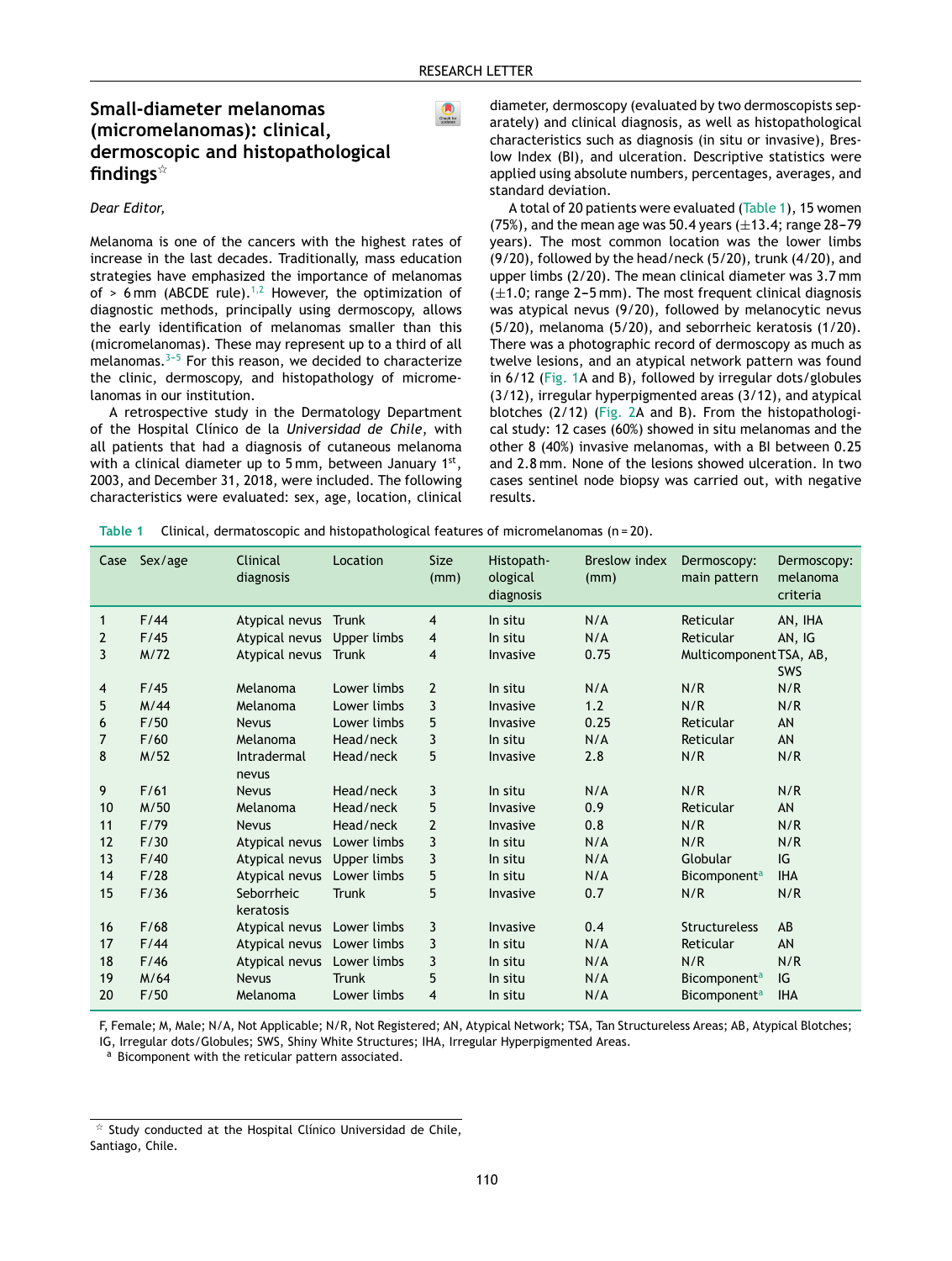RESEARCH LETTER

# Small-diameter melanomas (micromelanomas): clinical, dermoscopic and histopathological findings[☆]

*Dear Editor,*

Melanoma is one of the cancers with the highest rates of increase in the last decades. Traditionally, mass education strategies have emphasized the importance of melanomas of > 6 mm (ABCDE rule).[1,2] However, the optimization of diagnostic methods, principally using dermoscopy, allows the early identification of melanomas smaller than this (micromelanomas). These may represent up to a third of all melanomas.[3–5] For this reason, we decided to characterize the clinic, dermoscopy, and histopathology of micromelanomas in our institution.

A retrospective study in the Dermatology Department of the Hospital Clínico de la *Universidad de Chile*, with all patients that had a diagnosis of cutaneous melanoma with a clinical diameter up to 5 mm, between January 1st, 2003, and December 31, 2018, were included. The following characteristics were evaluated: sex, age, location, clinical diameter, dermoscopy (evaluated by two dermoscopists separately) and clinical diagnosis, as well as histopathological characteristics such as diagnosis (in situ or invasive), Breslow Index (BI), and ulceration. Descriptive statistics were applied using absolute numbers, percentages, averages, and standard deviation.

A total of 20 patients were evaluated (Table 1), 15 women (75%), and the mean age was 50.4 years (±13.4; range 28–79 years). The most common location was the lower limbs (9/20), followed by the head/neck (5/20), trunk (4/20), and upper limbs (2/20). The mean clinical diameter was 3.7 mm (±1.0; range 2–5 mm). The most frequent clinical diagnosis was atypical nevus (9/20), followed by melanocytic nevus (5/20), melanoma (5/20), and seborrheic keratosis (1/20). There was a photographic record of dermoscopy as much as twelve lesions, and an atypical network pattern was found in 6/12 (Fig. 1A and B), followed by irregular dots/globules (3/12), irregular hyperpigmented areas (3/12), and atypical blotches (2/12) (Fig. 2A and B). From the histopathological study: 12 cases (60%) showed in situ melanomas and the other 8 (40%) invasive melanomas, with a BI between 0.25 and 2.8 mm. None of the lesions showed ulceration. In two cases sentinel node biopsy was carried out, with negative results.

Table 1 Clinical, dermatoscopic and histopathological features of micromelanomas (n = 20).

| Case | Sex/age | Clinical diagnosis | Location | Size (mm) | Histopathological diagnosis | Breslow index (mm) | Dermoscopy: main pattern | Dermoscopy: melanoma criteria |
|---|---|---|---|---|---|---|---|---|
| 1 | F/44 | Atypical nevus | Trunk | 4 | In situ | N/A | Reticular | AN, IHA |
| 2 | F/45 | Atypical nevus | Upper limbs | 4 | In situ | N/A | Reticular | AN, IG |
| 3 | M/72 | Atypical nevus | Trunk | 4 | Invasive | 0.75 | Multicomponent | TSA, AB, SWS |
| 4 | F/45 | Melanoma | Lower limbs | 2 | In situ | N/A | N/R | N/R |
| 5 | M/44 | Melanoma | Lower limbs | 3 | Invasive | 1.2 | N/R | N/R |
| 6 | F/50 | Nevus | Lower limbs | 5 | Invasive | 0.25 | Reticular | AN |
| 7 | F/60 | Melanoma | Head/neck | 3 | In situ | N/A | Reticular | AN |
| 8 | M/52 | Intradermal nevus | Head/neck | 5 | Invasive | 2.8 | N/R | N/R |
| 9 | F/61 | Nevus | Head/neck | 3 | In situ | N/A | N/R | N/R |
| 10 | M/50 | Melanoma | Head/neck | 5 | Invasive | 0.9 | Reticular | AN |
| 11 | F/79 | Nevus | Head/neck | 2 | Invasive | 0.8 | N/R | N/R |
| 12 | F/30 | Atypical nevus | Lower limbs | 3 | In situ | N/A | N/R | N/R |
| 13 | F/40 | Atypical nevus | Upper limbs | 3 | In situ | N/A | Globular | IG |
| 14 | F/28 | Atypical nevus | Lower limbs | 5 | In situ | N/A | Bicomponent[a] | IHA |
| 15 | F/36 | Seborrheic keratosis | Trunk | 5 | Invasive | 0.7 | N/R | N/R |
| 16 | F/68 | Atypical nevus | Lower limbs | 3 | Invasive | 0.4 | Structureless | AB |
| 17 | F/44 | Atypical nevus | Lower limbs | 3 | In situ | N/A | Reticular | AN |
| 18 | F/46 | Atypical nevus | Lower limbs | 3 | In situ | N/A | N/R | N/R |
| 19 | M/64 | Nevus | Trunk | 5 | In situ | N/A | Bicomponent[a] | IG |
| 20 | F/50 | Melanoma | Lower limbs | 4 | In situ | N/A | Bicomponent[a] | IHA |

F, Female; M, Male; N/A, Not Applicable; N/R, Not Registered; AN, Atypical Network; TSA, Tan Structureless Areas; AB, Atypical Blotches; IG, Irregular dots/Globules; SWS, Shiny White Structures; IHA, Irregular Hyperpigmented Areas.
[a] Bicomponent with the reticular pattern associated.

[☆] Study conducted at the Hospital Clínico Universidad de Chile, Santiago, Chile.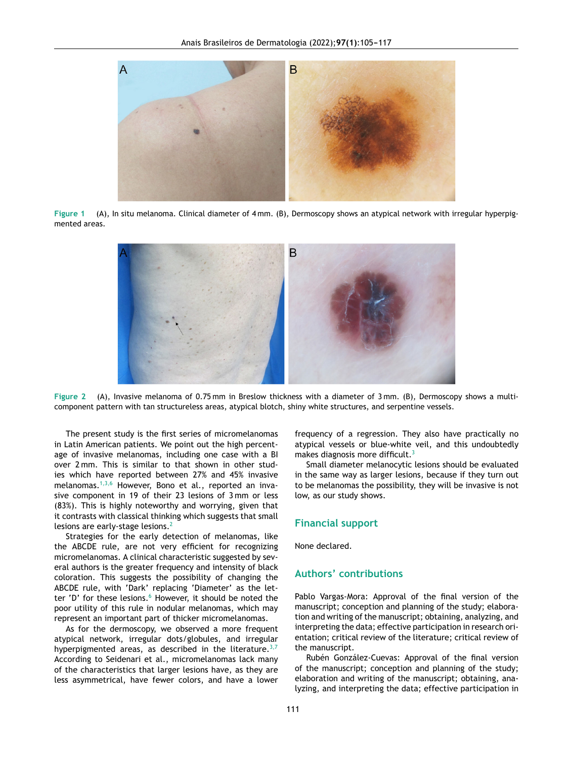Figure 1 (A), In situ melanoma. Clinical diameter of 4 mm. (B), Dermoscopy shows an atypical network with irregular hyperpigmented areas.

Figure 2 (A), Invasive melanoma of 0.75 mm in Breslow thickness with a diameter of 3 mm. (B), Dermoscopy shows a multicomponent pattern with tan structureless areas, atypical blotch, shiny white structures, and serpentine vessels.

The present study is the first series of micromelanomas in Latin American patients. We point out the high percentage of invasive melanomas, including one case with a BI over 2 mm. This is similar to that shown in other studies which have reported between 27% and 45% invasive melanomas.[1,3,6] However, Bono et al., reported an invasive component in 19 of their 23 lesions of 3 mm or less (83%). This is highly noteworthy and worrying, given that it contrasts with classical thinking which suggests that small lesions are early-stage lesions.[2]

Strategies for the early detection of melanomas, like the ABCDE rule, are not very efficient for recognizing micromelanomas. A clinical characteristic suggested by several authors is the greater frequency and intensity of black coloration. This suggests the possibility of changing the ABCDE rule, with 'Dark' replacing 'Diameter' as the letter 'D' for these lesions.[6] However, it should be noted the poor utility of this rule in nodular melanomas, which may represent an important part of thicker micromelanomas.

As for the dermoscopy, we observed a more frequent atypical network, irregular dots/globules, and irregular hyperpigmented areas, as described in the literature.[3,7] According to Seidenari et al., micromelanomas lack many of the characteristics that larger lesions have, as they are less asymmetrical, have fewer colors, and have a lower frequency of a regression. They also have practically no atypical vessels or blue-white veil, and this undoubtedly makes diagnosis more difficult.[3]

Small diameter melanocytic lesions should be evaluated in the same way as larger lesions, because if they turn out to be melanomas the possibility, they will be invasive is not low, as our study shows.

## Financial support

None declared.

## Authors' contributions

Pablo Vargas-Mora: Approval of the final version of the manuscript; conception and planning of the study; elaboration and writing of the manuscript; obtaining, analyzing, and interpreting the data; effective participation in research orientation; critical review of the literature; critical review of the manuscript.

Rubén González-Cuevas: Approval of the final version of the manuscript; conception and planning of the study; elaboration and writing of the manuscript; obtaining, analyzing, and interpreting the data; effective participation in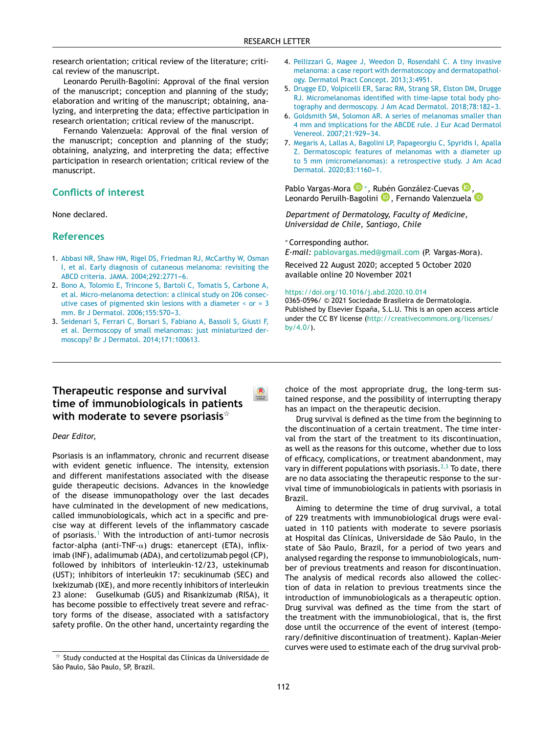research orientation; critical review of the literature; critical review of the manuscript.

Leonardo Peruilh-Bagolini: Approval of the final version of the manuscript; conception and planning of the study; elaboration and writing of the manuscript; obtaining, analyzing, and interpreting the data; effective participation in research orientation; critical review of the manuscript.

Fernando Valenzuela: Approval of the final version of the manuscript; conception and planning of the study; obtaining, analyzing, and interpreting the data; effective participation in research orientation; critical review of the manuscript.

## Conflicts of interest

None declared.

## References

1. Abbasi NR, Shaw HM, Rigel DS, Friedman RJ, McCarthy W, Osman I, et al. Early diagnosis of cutaneous melanoma: revisiting the ABCD criteria. JAMA. 2004;292:2771–6.
2. Bono A, Tolomio E, Trincone S, Bartoli C, Tomatis S, Carbone A, et al. Micro-melanoma detection: a clinical study on 206 consecutive cases of pigmented skin lesions with a diameter < or = 3 mm. Br J Dermatol. 2006;155:570–3.
3. Seidenari S, Ferrari C, Borsari S, Fabiano A, Bassoli S, Giusti F, et al. Dermoscopy of small melanomas: just miniaturized dermoscopy? Br J Dermatol. 2014;171:100613.
4. Pellizzari G, Magee J, Weedon D, Rosendahl C. A tiny invasive melanoma: a case report with dermatoscopy and dermatopathology. Dermatol Pract Concept. 2013;3:4951.
5. Drugge ED, Volpicelli ER, Sarac RM, Strang SR, Elston DM, Drugge RJ. Micromelanomas identified with time-lapse total body photography and dermoscopy. J Am Acad Dermatol. 2018;78:182–3.
6. Goldsmith SM, Solomon AR. A series of melanomas smaller than 4 mm and implications for the ABCDE rule. J Eur Acad Dermatol Venereol. 2007;21:929–34.
7. Megaris A, Lallas A, Bagolini LP, Papageorgiu C, Spyridis I, Apalla Z. Dermatoscopic features of melanomas with a diameter up to 5 mm (micromelanomas): a retrospective study. J Am Acad Dermatol. 2020;83:1160–1.

Pablo Vargas-Mora *, Rubén González-Cuevas, Leonardo Peruilh-Bagolini, Fernando Valenzuela

*Department of Dermatology, Faculty of Medicine, Universidad de Chile, Santiago, Chile*

* Corresponding author.
*E-mail:* pablovargas.med@gmail.com (P. Vargas-Mora).

Received 22 August 2020; accepted 5 October 2020
available online 20 November 2021

https://doi.org/10.1016/j.abd.2020.10.014
0365-0596/ © 2021 Sociedade Brasileira de Dermatologia. Published by Elsevier España, S.L.U. This is an open access article under the CC BY license (http://creativecommons.org/licenses/by/4.0/).

# Therapeutic response and survival time of immunobiologicals in patients with moderate to severe psoriasis☆

*Dear Editor,*

Psoriasis is an inflammatory, chronic and recurrent disease with evident genetic influence. The intensity, extension and different manifestations associated with the disease guide therapeutic decisions. Advances in the knowledge of the disease immunopathology over the last decades have culminated in the development of new medications, called immunobiologicals, which act in a specific and precise way at different levels of the inflammatory cascade of psoriasis.[1] With the introduction of anti-tumor necrosis factor-alpha (anti-TNF-$\alpha$) drugs: etanercept (ETA), infliximab (INF), adalimumab (ADA), and certolizumab pegol (CP), followed by inhibitors of interleukin-12/23, ustekinumab (UST); inhibitors of interleukin 17: secukinumab (SEC) and Ixekizumab (IXE), and more recently inhibitors of interleukin 23 alone: Guselkumab (GUS) and Risankizumab (RISA), it has become possible to effectively treat severe and refractory forms of the disease, associated with a satisfactory safety profile. On the other hand, uncertainty regarding the choice of the most appropriate drug, the long-term sustained response, and the possibility of interrupting therapy has an impact on the therapeutic decision.

Drug survival is defined as the time from the beginning to the discontinuation of a certain treatment. The time interval from the start of the treatment to its discontinuation, as well as the reasons for this outcome, whether due to loss of efficacy, complications, or treatment abandonment, may vary in different populations with psoriasis.[2,3] To date, there are no data associating the therapeutic response to the survival time of immunobiologicals in patients with psoriasis in Brazil.

Aiming to determine the time of drug survival, a total of 229 treatments with immunobiological drugs were evaluated in 110 patients with moderate to severe psoriasis at Hospital das Clínicas, Universidade de São Paulo, in the state of São Paulo, Brazil, for a period of two years and analysed regarding the response to immunobiologicals, number of previous treatments and reason for discontinuation. The analysis of medical records also allowed the collection of data in relation to previous treatments since the introduction of immunobiologicals as a therapeutic option. Drug survival was defined as the time from the start of the treatment with the immunobiological, that is, the first dose until the occurrence of the event of interest (temporary/definitive discontinuation of treatment). Kaplan-Meier curves were used to estimate each of the drug survival prob-

☆ Study conducted at the Hospital das Clínicas da Universidade de São Paulo, São Paulo, SP, Brazil.